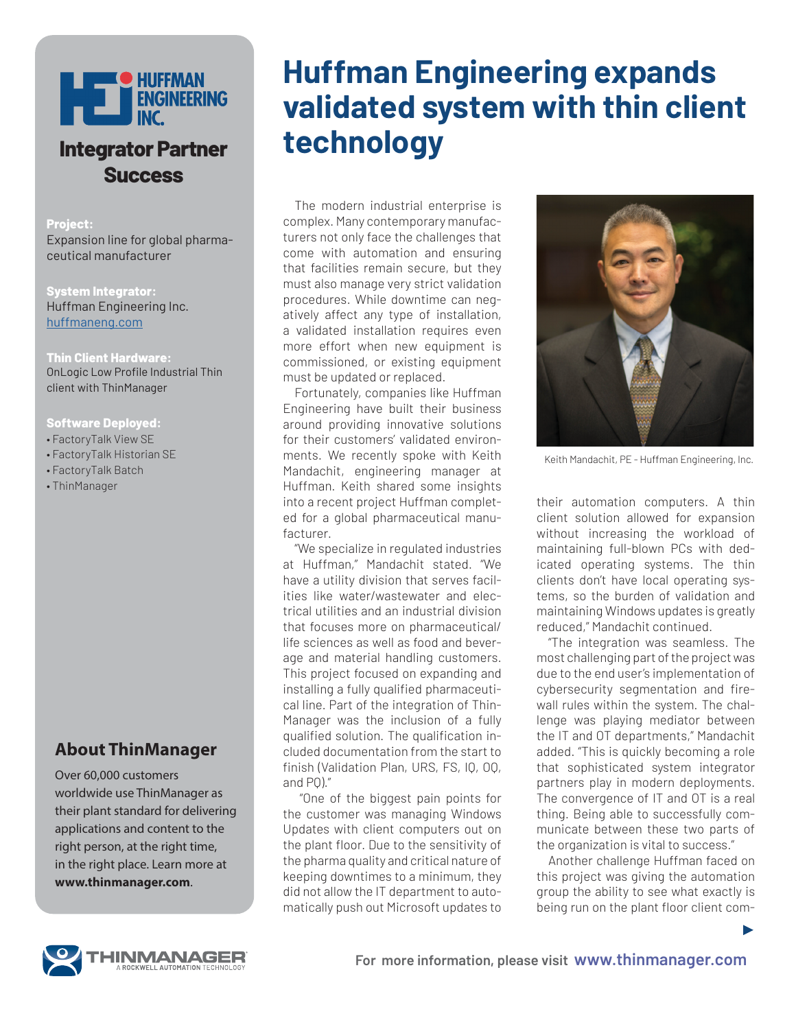# Huffman Engineering expands validated system with thin client technology

## Integrator Partner Success

**Project:**
Expansion line for global pharmaceutical manufacturer

**System Integrator:**
Huffman Engineering Inc.
huffmaneng.com

**Thin Client Hardware:**
OnLogic Low Profile Industrial Thin client with ThinManager

**Software Deployed:**
- FactoryTalk View SE
- FactoryTalk Historian SE
- FactoryTalk Batch
- ThinManager

The modern industrial enterprise is complex. Many contemporary manufacturers not only face the challenges that come with automation and ensuring that facilities remain secure, but they must also manage very strict validation procedures. While downtime can negatively affect any type of installation, a validated installation requires even more effort when new equipment is commissioned, or existing equipment must be updated or replaced.

Fortunately, companies like Huffman Engineering have built their business around providing innovative solutions for their customers' validated environments. We recently spoke with Keith Mandachit, engineering manager at Huffman. Keith shared some insights into a recent project Huffman completed for a global pharmaceutical manufacturer.

"We specialize in regulated industries at Huffman," Mandachit stated. "We have a utility division that serves facilities like water/wastewater and electrical utilities and an industrial division that focuses more on pharmaceutical/life sciences as well as food and beverage and material handling customers. This project focused on expanding and installing a fully qualified pharmaceutical line. Part of the integration of ThinManager was the inclusion of a fully qualified solution. The qualification included documentation from the start to finish (Validation Plan, URS, FS, IQ, OQ, and PQ)."

"One of the biggest pain points for the customer was managing Windows Updates with client computers out on the plant floor. Due to the sensitivity of the pharma quality and critical nature of keeping downtimes to a minimum, they did not allow the IT department to automatically push out Microsoft updates to their automation computers. A thin client solution allowed for expansion without increasing the workload of maintaining full-blown PCs with dedicated operating systems. The thin clients don't have local operating systems, so the burden of validation and maintaining Windows updates is greatly reduced," Mandachit continued.

Keith Mandachit, PE - Huffman Engineering, Inc.

"The integration was seamless. The most challenging part of the project was due to the end user's implementation of cybersecurity segmentation and firewall rules within the system. The challenge was playing mediator between the IT and OT departments," Mandachit added. "This is quickly becoming a role that sophisticated system integrator partners play in modern deployments. The convergence of IT and OT is a real thing. Being able to successfully communicate between these two parts of the organization is vital to success."

Another challenge Huffman faced on this project was giving the automation group the ability to see what exactly is being run on the plant floor client com-

## About ThinManager

Over 60,000 customers worldwide use ThinManager as their plant standard for delivering applications and content to the right person, at the right time, in the right place. Learn more at **www.thinmanager.com**.

For more information, please visit **www.thinmanager.com**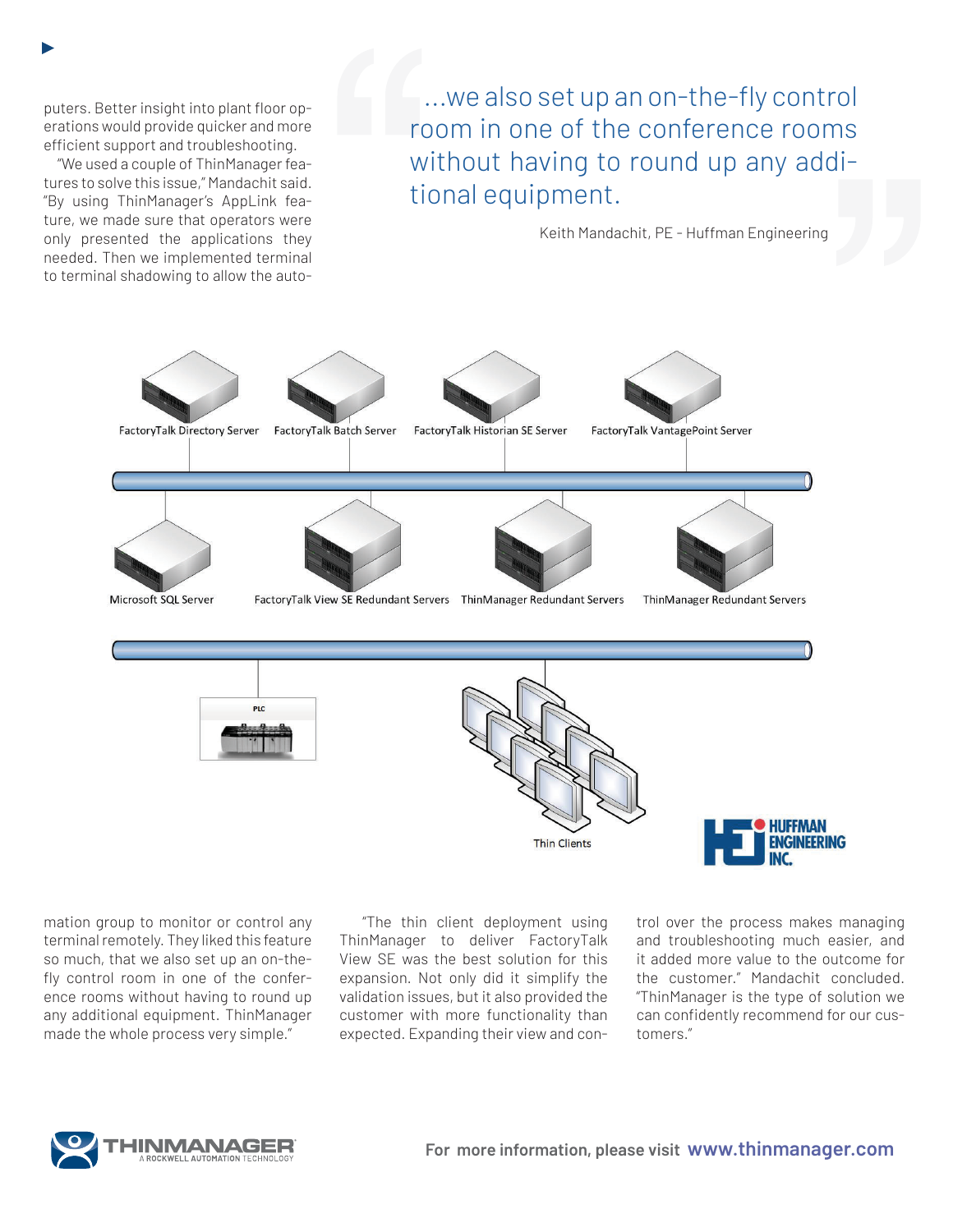puters. Better insight into plant floor operations would provide quicker and more efficient support and troubleshooting.

"We used a couple of ThinManager features to solve this issue," Mandachit said. "By using ThinManager's AppLink feature, we made sure that operators were only presented the applications they needed. Then we implemented terminal to terminal shadowing to allow the automation group to monitor or control any terminal remotely. They liked this feature so much, that we also set up an on-the-fly control room in one of the conference rooms without having to round up any additional equipment. ThinManager made the whole process very simple."

> "...we also set up an on-the-fly control room in one of the conference rooms without having to round up any additional equipment."
>
> Keith Mandachit, PE - Huffman Engineering

FactoryTalk Directory Server
FactoryTalk Batch Server
FactoryTalk Historian SE Server
FactoryTalk VantagePoint Server
Microsoft SQL Server
FactoryTalk View SE Redundant Servers
ThinManager Redundant Servers
ThinManager Redundant Servers
PLC
Thin Clients

"The thin client deployment using ThinManager to deliver FactoryTalk View SE was the best solution for this expansion. Not only did it simplify the validation issues, but it also provided the customer with more functionality than expected. Expanding their view and control over the process makes managing and troubleshooting much easier, and it added more value to the outcome for the customer." Mandachit concluded. "ThinManager is the type of solution we can confidently recommend for our customers."

**For more information, please visit www.thinmanager.com**